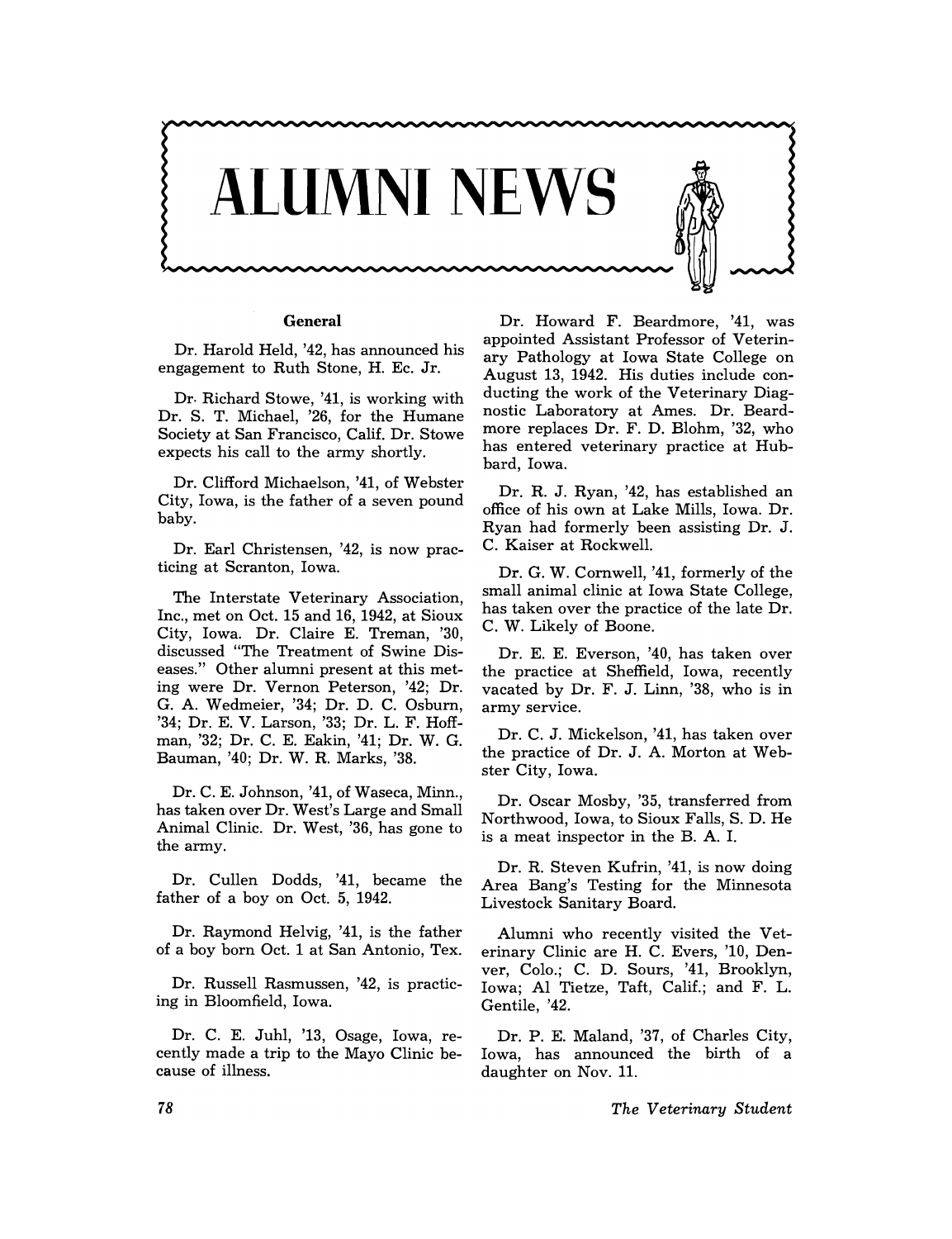# ALUMNI NEWS

## General

Dr. Harold Held, '42, has announced his engagement to Ruth Stone, H. Ec. Jr.

Dr. Richard Stowe, '41, is working with Dr. S. T. Michael, '26, for the Humane Society at San Francisco, Calif. Dr. Stowe expects his call to the army shortly.

Dr. Clifford Michaelson, '41, of Webster City, Iowa, is the father of a seven pound baby.

Dr. Earl Christensen, '42, is now practicing at Scranton, Iowa.

The Interstate Veterinary Association, Inc., met on Oct. 15 and 16, 1942, at Sioux City, Iowa. Dr. Claire E. Treman, '30, discussed "The Treatment of Swine Diseases." Other alumni present at this meting were Dr. Vernon Peterson, '42; Dr. G. A. Wedmeier, '34; Dr. D. C. Osburn, '34; Dr. E. V. Larson, '33; Dr. L. F. Hoffman, '32; Dr. C. E. Eakin, '41; Dr. W. G. Bauman, '40; Dr. W. R. Marks, '38.

Dr. C. E. Johnson, '41, of Waseca, Minn., has taken over Dr. West's Large and Small Animal Clinic. Dr. West, '36, has gone to the army.

Dr. Cullen Dodds, '41, became the father of a boy on Oct. 5, 1942.

Dr. Raymond Helvig, '41, is the father of a boy born Oct. 1 at San Antonio, Tex.

Dr. Russell Rasmussen, '42, is practicing in Bloomfield, Iowa.

Dr. C. E. Juhl, '13, Osage, Iowa, recently made a trip to the Mayo Clinic because of illness.

Dr. Howard F. Beardmore, '41, was appointed Assistant Professor of Veterinary Pathology at Iowa State College on August 13, 1942. His duties include conducting the work of the Veterinary Diagnostic Laboratory at Ames. Dr. Beardmore replaces Dr. F. D. Blohm, '32, who has entered veterinary practice at Hubbard, Iowa.

Dr. R. J. Ryan, '42, has established an office of his own at Lake Mills, Iowa. Dr. Ryan had formerly been assisting Dr. J. C. Kaiser at Rockwell.

Dr. G. W. Cornwell, '41, formerly of the small animal clinic at Iowa State College, has taken over the practice of the late Dr. C. W. Likely of Boone.

Dr. E. E. Everson, '40, has taken over the practice at Sheffield, Iowa, recently vacated by Dr. F. J. Linn, '38, who is in army service.

Dr. C. J. Mickelson, '41, has taken over the practice of Dr. J. A. Morton at Webster City, Iowa.

Dr. Oscar Mosby, '35, transferred from Northwood, Iowa, to Sioux Falls, S. D. He is a meat inspector in the B. A. I.

Dr. R. Steven Kufrin, '41, is now doing Area Bang's Testing for the Minnesota Livestock Sanitary Board.

Alumni who recently visited the Veterinary Clinic are H. C. Evers, '10, Denver, Colo.; C. D. Sours, '41, Brooklyn, Iowa; Al Tietze, Taft, Calif.; and F. L. Gentile, '42.

Dr. P. E. Maland, '37, of Charles City, Iowa, has announced the birth of a daughter on Nov. 11.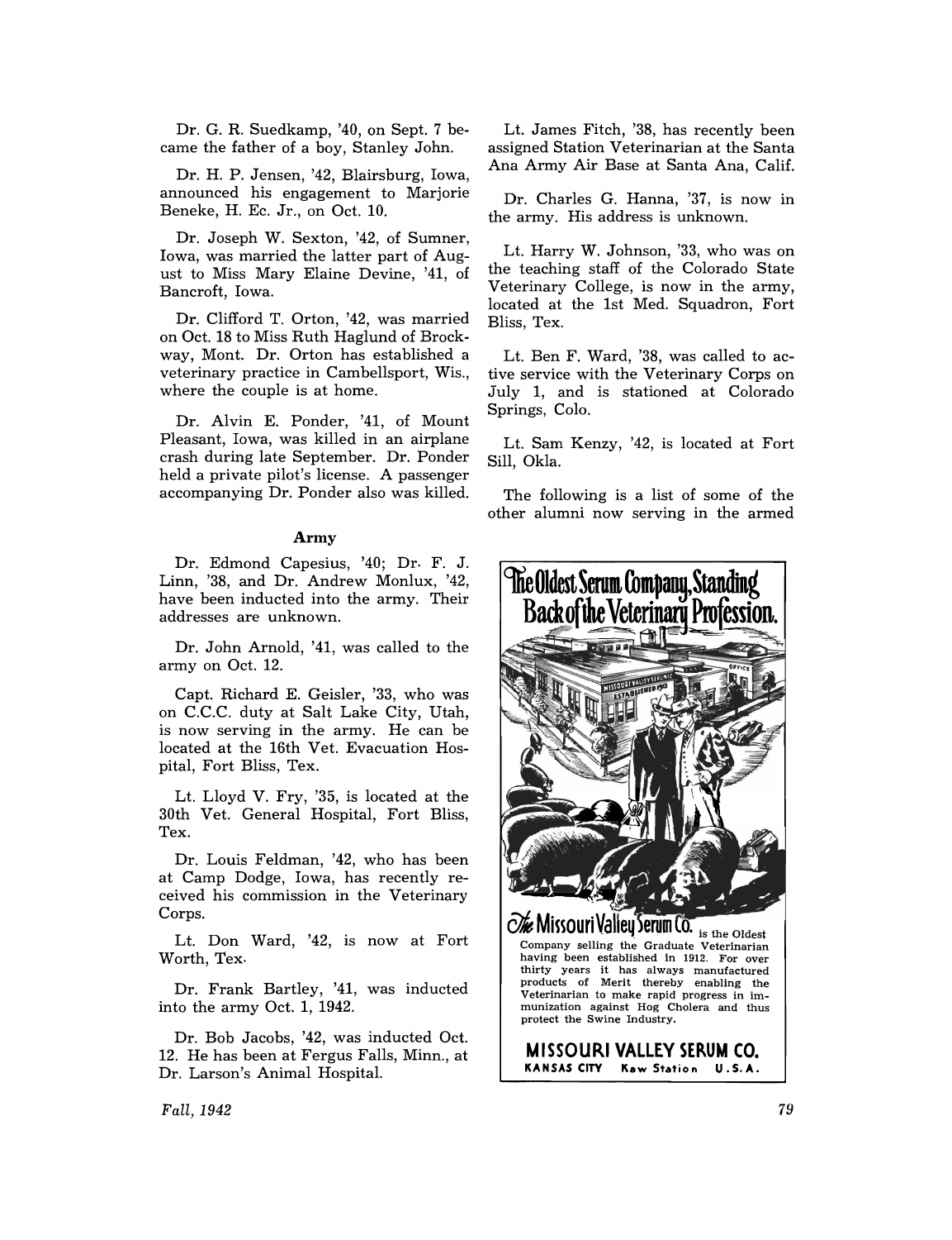Dr. G. R. Suedkamp, '40, on Sept. 7 became the father of a boy, Stanley John.

Dr. H. P. Jensen, '42, Blairsburg, Iowa, announced his engagement to Marjorie Beneke, H. Ec. Jr., on Oct. 10.

Dr. Joseph W. Sexton, '42, of Sumner, Iowa, was married the latter part of August to Miss Mary Elaine Devine, '41, of Bancroft, Iowa.

Dr. Clifford T. Orton, '42, was married on Oct. 18 to Miss Ruth Haglund of Brockway, Mont. Dr. Orton has established a veterinary practice in Cambellsport, Wis., where the couple is at home.

Dr. Alvin E. Ponder, '41, of Mount Pleasant, Iowa, was killed in an airplane crash during late September. Dr. Ponder held a private pilot's license. A passenger accompanying Dr. Ponder also was killed.

**Army**

Dr. Edmond Capesius, '40; Dr. F. J. Linn, '38, and Dr. Andrew Monlux, '42, have been inducted into the army. Their addresses are unknown.

Dr. John Arnold, '41, was called to the army on Oct. 12.

Capt. Richard E. Geisler, '33, who was on C.C.C. duty at Salt Lake City, Utah, is now serving in the army. He can be located at the 16th Vet. Evacuation Hospital, Fort Bliss, Tex.

Lt. Lloyd V. Fry, '35, is located at the 30th Vet. General Hospital, Fort Bliss, Tex.

Dr. Louis Feldman, '42, who has been at Camp Dodge, Iowa, has recently received his commission in the Veterinary Corps.

Lt. Don Ward, '42, is now at Fort Worth, Tex.

Dr. Frank Bartley, '41, was inducted into the army Oct. 1, 1942.

Dr. Bob Jacobs, '42, was inducted Oct. 12. He has been at Fergus Falls, Minn., at Dr. Larson's Animal Hospital.

Lt. James Fitch, '38, has recently been assigned Station Veterinarian at the Santa Ana Army Air Base at Santa Ana, Calif.

Dr. Charles G. Hanna, '37, is now in the army. His address is unknown.

Lt. Harry W. Johnson, '33, who was on the teaching staff of the Colorado State Veterinary College, is now in the army, located at the 1st Med. Squadron, Fort Bliss, Tex.

Lt. Ben F. Ward, '38, was called to active service with the Veterinary Corps on July 1, and is stationed at Colorado Springs, Colo.

Lt. Sam Kenzy, '42, is located at Fort Sill, Okla.

The following is a list of some of the other alumni now serving in the armed

**The Oldest Serum Company, Standing Back of the Veterinary Profession.**

**The Missouri Valley Serum Co.** is the Oldest Company selling the Graduate Veterinarian having been established in 1912. For over thirty years it has always manufactured products of Merit thereby enabling the Veterinarian to make rapid progress in immunization against Hog Cholera and thus protect the Swine Industry.

**MISSOURI VALLEY SERUM CO.**
**KANSAS CITY Kaw Station U.S.A.**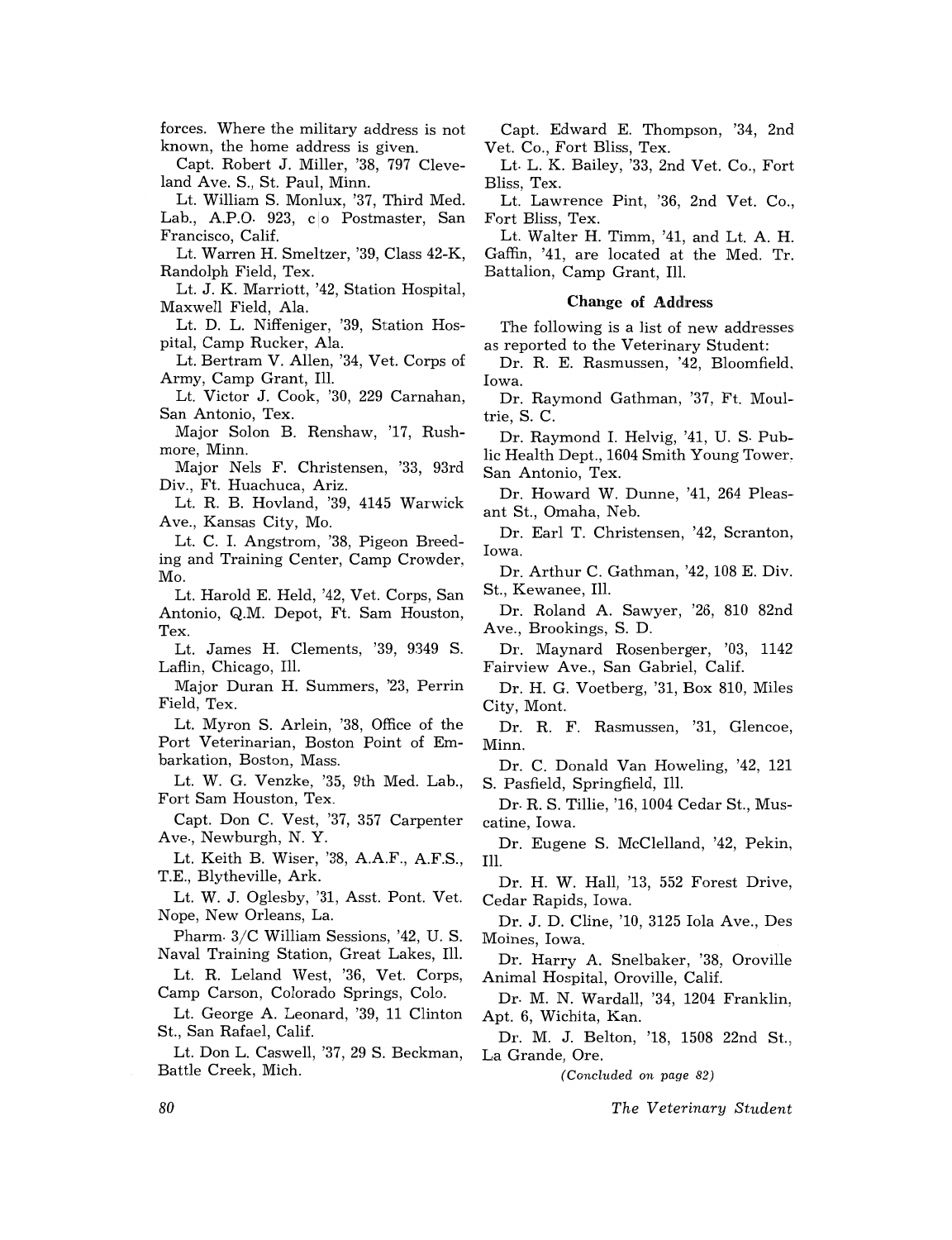forces. Where the military address is not known, the home address is given.

Capt. Robert J. Miller, '38, 797 Cleveland Ave. S., St. Paul, Minn.

Lt. William S. Monlux, '37, Third Med. Lab., A.P.O. 923, c/o Postmaster, San Francisco, Calif.

Lt. Warren H. Smeltzer, '39, Class 42-K, Randolph Field, Tex.

Lt. J. K. Marriott, '42, Station Hospital, Maxwell Field, Ala.

Lt. D. L. Niffeniger, '39, Station Hospital, Camp Rucker, Ala.

Lt. Bertram V. Allen, '34, Vet. Corps of Army, Camp Grant, Ill.

Lt. Victor J. Cook, '30, 229 Carnahan, San Antonio, Tex.

Major Solon B. Renshaw, '17, Rushmore, Minn.

Major Nels F. Christensen, '33, 93rd Div., Ft. Huachuca, Ariz.

Lt. R. B. Hovland, '39, 4145 Warwick Ave., Kansas City, Mo.

Lt. C. I. Angstrom, '38, Pigeon Breeding and Training Center, Camp Crowder, Mo.

Lt. Harold E. Held, '42, Vet. Corps, San Antonio, Q.M. Depot, Ft. Sam Houston, Tex.

Lt. James H. Clements, '39, 9349 S. Laflin, Chicago, Ill.

Major Duran H. Summers, '23, Perrin Field, Tex.

Lt. Myron S. Arlein, '38, Office of the Port Veterinarian, Boston Point of Embarkation, Boston, Mass.

Lt. W. G. Venzke, '35, 9th Med. Lab., Fort Sam Houston, Tex.

Capt. Don C. Vest, '37, 357 Carpenter Ave., Newburgh, N. Y.

Lt. Keith B. Wiser, '38, A.A.F., A.F.S., T.E., Blytheville, Ark.

Lt. W. J. Oglesby, '31, Asst. Pont. Vet. Nope, New Orleans, La.

Pharm. 3/C William Sessions, '42, U. S. Naval Training Station, Great Lakes, Ill.

Lt. R. Leland West, '36, Vet. Corps, Camp Carson, Colorado Springs, Colo.

Lt. George A. Leonard, '39, 11 Clinton St., San Rafael, Calif.

Lt. Don L. Caswell, '37, 29 S. Beckman, Battle Creek, Mich.

Capt. Edward E. Thompson, '34, 2nd Vet. Co., Fort Bliss, Tex.

Lt. L. K. Bailey, '33, 2nd Vet. Co., Fort Bliss, Tex.

Lt. Lawrence Pint, '36, 2nd Vet. Co., Fort Bliss, Tex.

Lt. Walter H. Timm, '41, and Lt. A. H. Gaffin, '41, are located at the Med. Tr. Battalion, Camp Grant, Ill.

**Change of Address**

The following is a list of new addresses as reported to the Veterinary Student:

Dr. R. E. Rasmussen, '42, Bloomfield, Iowa.

Dr. Raymond Gathman, '37, Ft. Moultrie, S. C.

Dr. Raymond I. Helvig, '41, U. S. Public Health Dept., 1604 Smith Young Tower, San Antonio, Tex.

Dr. Howard W. Dunne, '41, 264 Pleasant St., Omaha, Neb.

Dr. Earl T. Christensen, '42, Scranton, Iowa.

Dr. Arthur C. Gathman, '42, 108 E. Div. St., Kewanee, Ill.

Dr. Roland A. Sawyer, '26, 810 82nd Ave., Brookings, S. D.

Dr. Maynard Rosenberger, '03, 1142 Fairview Ave., San Gabriel, Calif.

Dr. H. G. Voetberg, '31, Box 810, Miles City, Mont.

Dr. R. F. Rasmussen, '31, Glencoe, Minn.

Dr. C. Donald Van Howeling, '42, 121 S. Pasfield, Springfield, Ill.

Dr. R. S. Tillie, '16, 1004 Cedar St., Muscatine, Iowa.

Dr. Eugene S. McClelland, '42, Pekin, Ill.

Dr. H. W. Hall, '13, 552 Forest Drive, Cedar Rapids, Iowa.

Dr. J. D. Cline, '10, 3125 Iola Ave., Des Moines, Iowa.

Dr. Harry A. Snelbaker, '38, Oroville Animal Hospital, Oroville, Calif.

Dr. M. N. Wardall, '34, 1204 Franklin, Apt. 6, Wichita, Kan.

Dr. M. J. Belton, '18, 1508 22nd St., La Grande, Ore.

*(Concluded on page 82)*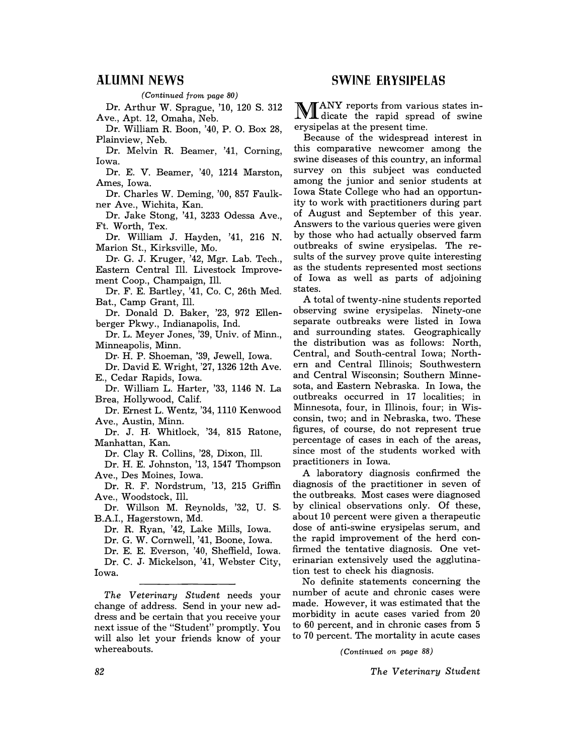## ALUMNI NEWS

*(Continued from page 80)*

Dr. Arthur W. Sprague, '10, 120 S. 312 Ave., Apt. 12, Omaha, Neb.

Dr. William R. Boon, '40, P. O. Box 28, Plainview, Neb.

Dr. Melvin R. Beamer, '41, Corning, Iowa.

Dr. E. V. Beamer, '40, 1214 Marston, Ames, Iowa.

Dr. Charles W. Deming, '00, 857 Faulkner Ave., Wichita, Kan.

Dr. Jake Stong, '41, 3233 Odessa Ave., Ft. Worth, Tex.

Dr. William J. Hayden, '41, 216 N. Marion St., Kirksville, Mo.

Dr. G. J. Kruger, '42, Mgr. Lab. Tech., Eastern Central Ill. Livestock Improvement Coop., Champaign, Ill.

Dr. F. E. Bartley, '41, Co. C, 26th Med. Bat., Camp Grant, Ill.

Dr. Donald D. Baker, '23, 972 Ellenberger Pkwy., Indianapolis, Ind.

Dr. L. Meyer Jones, '39, Univ. of Minn., Minneapolis, Minn.

Dr. H. P. Shoeman, '39, Jewell, Iowa.

Dr. David E. Wright, '27, 1326 12th Ave. E., Cedar Rapids, Iowa.

Dr. William L. Harter, '33, 1146 N. La Brea, Hollywood, Calif.

Dr. Ernest L. Wentz, '34, 1110 Kenwood Ave., Austin, Minn.

Dr. J. H. Whitlock, '34, 815 Ratone, Manhattan, Kan.

Dr. Clay R. Collins, '28, Dixon, Ill.

Dr. H. E. Johnston, '13, 1547 Thompson Ave., Des Moines, Iowa.

Dr. R. F. Nordstrum, '13, 215 Griffin Ave., Woodstock, Ill.

Dr. Willson M. Reynolds, '32, U. S. B.A.I., Hagerstown, Md.

Dr. R. Ryan, '42, Lake Mills, Iowa.

Dr. G. W. Cornwell, '41, Boone, Iowa.

Dr. E. E. Everson, '40, Sheffield, Iowa.

Dr. C. J. Mickelson, '41, Webster City, Iowa.

---

*The Veterinary Student* needs your change of address. Send in your new address and be certain that you receive your next issue of the "Student" promptly. You will also let your friends know of your whereabouts.

## SWINE ERYSIPELAS

Many reports from various states indicate the rapid spread of swine erysipelas at the present time.

Because of the widespread interest in this comparative newcomer among the swine diseases of this country, an informal survey on this subject was conducted among the junior and senior students at Iowa State College who had an opportunity to work with practitioners during part of August and September of this year. Answers to the various queries were given by those who had actually observed farm outbreaks of swine erysipelas. The results of the survey prove quite interesting as the students represented most sections of Iowa as well as parts of adjoining states.

A total of twenty-nine students reported observing swine erysipelas. Ninety-one separate outbreaks were listed in Iowa and surrounding states. Geographically the distribution was as follows: North, Central, and South-central Iowa; Northern and Central Illinois; Southwestern and Central Wisconsin; Southern Minnesota, and Eastern Nebraska. In Iowa, the outbreaks occurred in 17 localities; in Minnesota, four, in Illinois, four; in Wisconsin, two; and in Nebraska, two. These figures, of course, do not represent true percentage of cases in each of the areas, since most of the students worked with practitioners in Iowa.

A laboratory diagnosis confirmed the diagnosis of the practitioner in seven of the outbreaks. Most cases were diagnosed by clinical observations only. Of these, about 10 percent were given a therapeutic dose of anti-swine erysipelas serum, and the rapid improvement of the herd confirmed the tentative diagnosis. One veterinarian extensively used the agglutination test to check his diagnosis.

No definite statements concerning the number of acute and chronic cases were made. However, it was estimated that the morbidity in acute cases varied from 20 to 60 percent, and in chronic cases from 5 to 70 percent. The mortality in acute cases

*(Continued on page 88)*